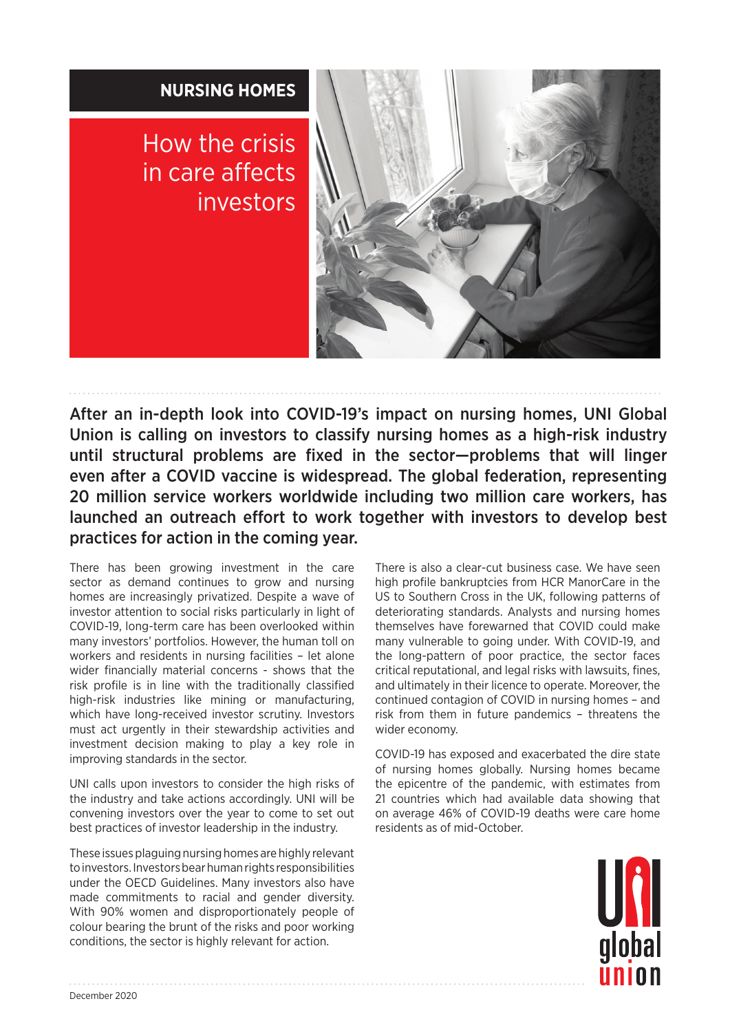# NURSING HOMES

## How the crisis in care affects investors

**After an in-depth look into COVID-19's impact on nursing homes, UNI Global Union is calling on investors to classify nursing homes as a high-risk industry until structural problems are fixed in the sector—problems that will linger even after a COVID vaccine is widespread. The global federation, representing 20 million service workers worldwide including two million care workers, has launched an outreach effort to work together with investors to develop best practices for action in the coming year.**

There has been growing investment in the care sector as demand continues to grow and nursing homes are increasingly privatized. Despite a wave of investor attention to social risks particularly in light of COVID-19, long-term care has been overlooked within many investors' portfolios. However, the human toll on workers and residents in nursing facilities – let alone wider financially material concerns - shows that the risk profile is in line with the traditionally classified high-risk industries like mining or manufacturing, which have long-received investor scrutiny. Investors must act urgently in their stewardship activities and investment decision making to play a key role in improving standards in the sector.

UNI calls upon investors to consider the high risks of the industry and take actions accordingly. UNI will be convening investors over the year to come to set out best practices of investor leadership in the industry.

These issues plaguing nursing homes are highly relevant to investors. Investors bear human rights responsibilities under the OECD Guidelines. Many investors also have made commitments to racial and gender diversity. With 90% women and disproportionately people of colour bearing the brunt of the risks and poor working conditions, the sector is highly relevant for action.

There is also a clear-cut business case. We have seen high profile bankruptcies from HCR ManorCare in the US to Southern Cross in the UK, following patterns of deteriorating standards. Analysts and nursing homes themselves have forewarned that COVID could make many vulnerable to going under. With COVID-19, and the long-pattern of poor practice, the sector faces critical reputational, and legal risks with lawsuits, fines, and ultimately in their licence to operate. Moreover, the continued contagion of COVID in nursing homes – and risk from them in future pandemics – threatens the wider economy.

COVID-19 has exposed and exacerbated the dire state of nursing homes globally. Nursing homes became the epicentre of the pandemic, with estimates from 21 countries which had available data showing that on average 46% of COVID-19 deaths were care home residents as of mid-October.

December 2020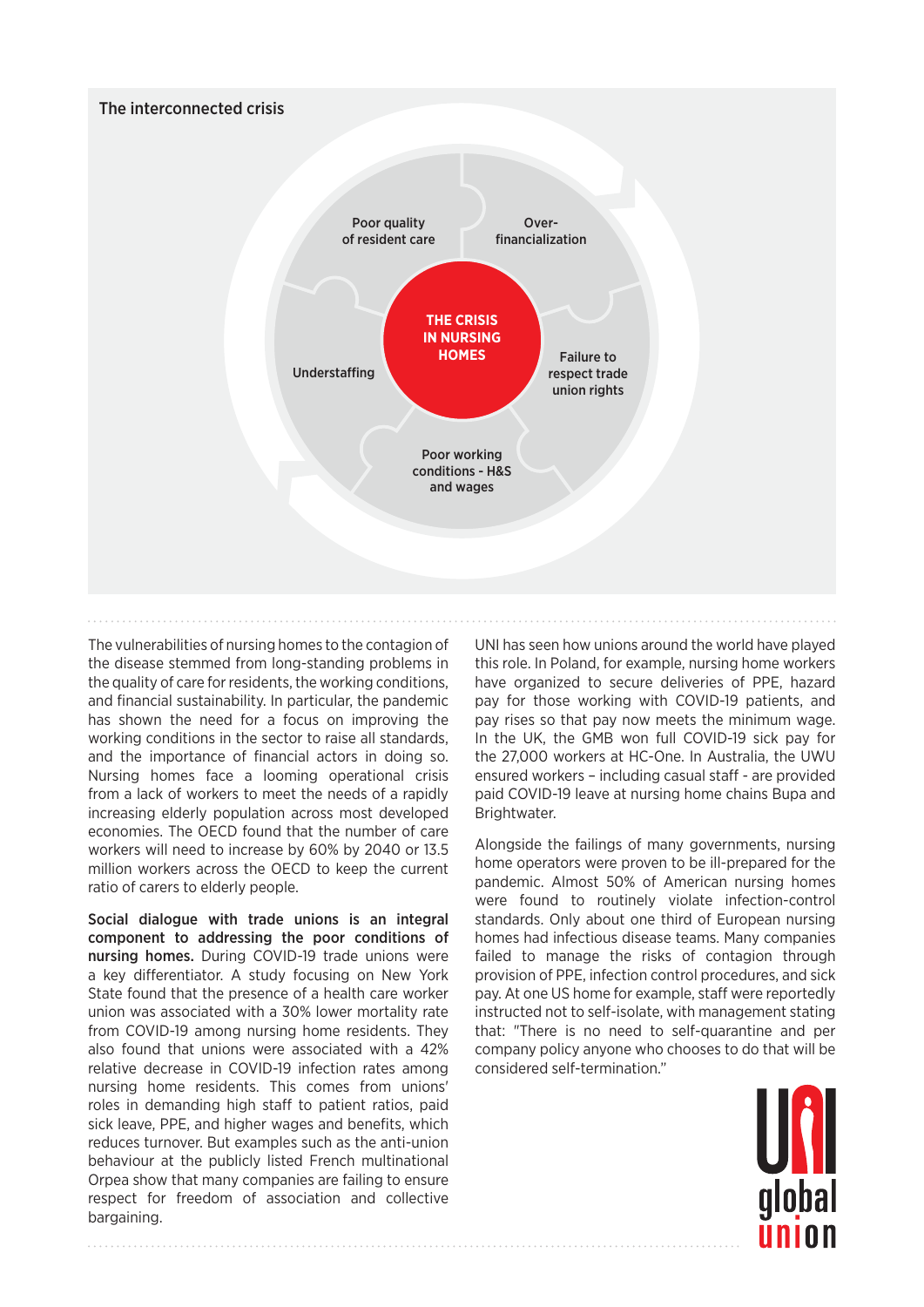## The interconnected crisis

THE CRISIS IN NURSING HOMES

Poor quality of resident care

Over-financialization

Failure to respect trade union rights

Poor working conditions - H&S and wages

Understaffing

The vulnerabilities of nursing homes to the contagion of the disease stemmed from long-standing problems in the quality of care for residents, the working conditions, and financial sustainability. In particular, the pandemic has shown the need for a focus on improving the working conditions in the sector to raise all standards, and the importance of financial actors in doing so. Nursing homes face a looming operational crisis from a lack of workers to meet the needs of a rapidly increasing elderly population across most developed economies. The OECD found that the number of care workers will need to increase by 60% by 2040 or 13.5 million workers across the OECD to keep the current ratio of carers to elderly people.

**Social dialogue with trade unions is an integral component to addressing the poor conditions of nursing homes.** During COVID-19 trade unions were a key differentiator. A study focusing on New York State found that the presence of a health care worker union was associated with a 30% lower mortality rate from COVID-19 among nursing home residents. They also found that unions were associated with a 42% relative decrease in COVID-19 infection rates among nursing home residents. This comes from unions' roles in demanding high staff to patient ratios, paid sick leave, PPE, and higher wages and benefits, which reduces turnover. But examples such as the anti-union behaviour at the publicly listed French multinational Orpea show that many companies are failing to ensure respect for freedom of association and collective bargaining.

UNI has seen how unions around the world have played this role. In Poland, for example, nursing home workers have organized to secure deliveries of PPE, hazard pay for those working with COVID-19 patients, and pay rises so that pay now meets the minimum wage. In the UK, the GMB won full COVID-19 sick pay for the 27,000 workers at HC-One. In Australia, the UWU ensured workers – including casual staff - are provided paid COVID-19 leave at nursing home chains Bupa and Brightwater.

Alongside the failings of many governments, nursing home operators were proven to be ill-prepared for the pandemic. Almost 50% of American nursing homes were found to routinely violate infection-control standards. Only about one third of European nursing homes had infectious disease teams. Many companies failed to manage the risks of contagion through provision of PPE, infection control procedures, and sick pay. At one US home for example, staff were reportedly instructed not to self-isolate, with management stating that: "There is no need to self-quarantine and per company policy anyone who chooses to do that will be considered self-termination."

UNI global union